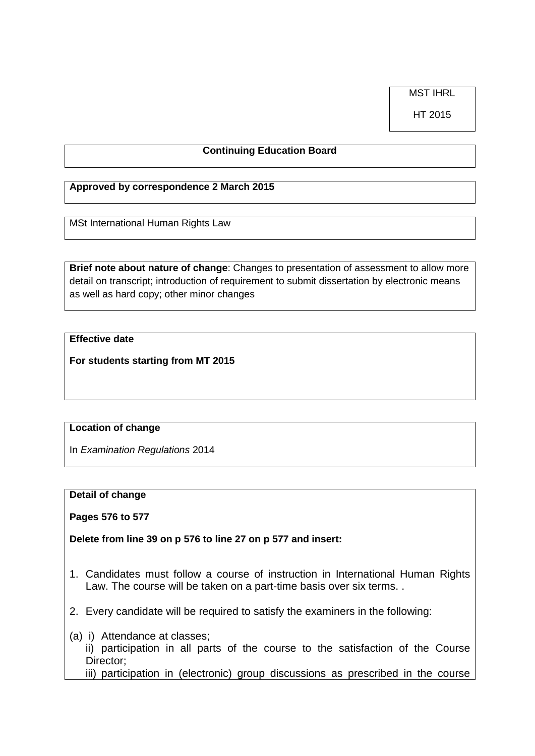MST IHRL

HT 2015

**Continuing Education Board**

**Approved by correspondence 2 March 2015**

MSt International Human Rights Law

**Brief note about nature of change**: Changes to presentation of assessment to allow more detail on transcript; introduction of requirement to submit dissertation by electronic means as well as hard copy; other minor changes

**Effective date**

**For students starting from MT 2015**

**Location of change**

In *Examination Regulations* 2014

**Detail of change**

**Pages 576 to 577**

**Delete from line 39 on p 576 to line 27 on p 577 and insert:**

1. Candidates must follow a course of instruction in International Human Rights Law. The course will be taken on a part-time basis over six terms. .

2. Every candidate will be required to satisfy the examiners in the following:

(a) i) Attendance at classes;
ii) participation in all parts of the course to the satisfaction of the Course Director;
iii) participation in (electronic) group discussions as prescribed in the course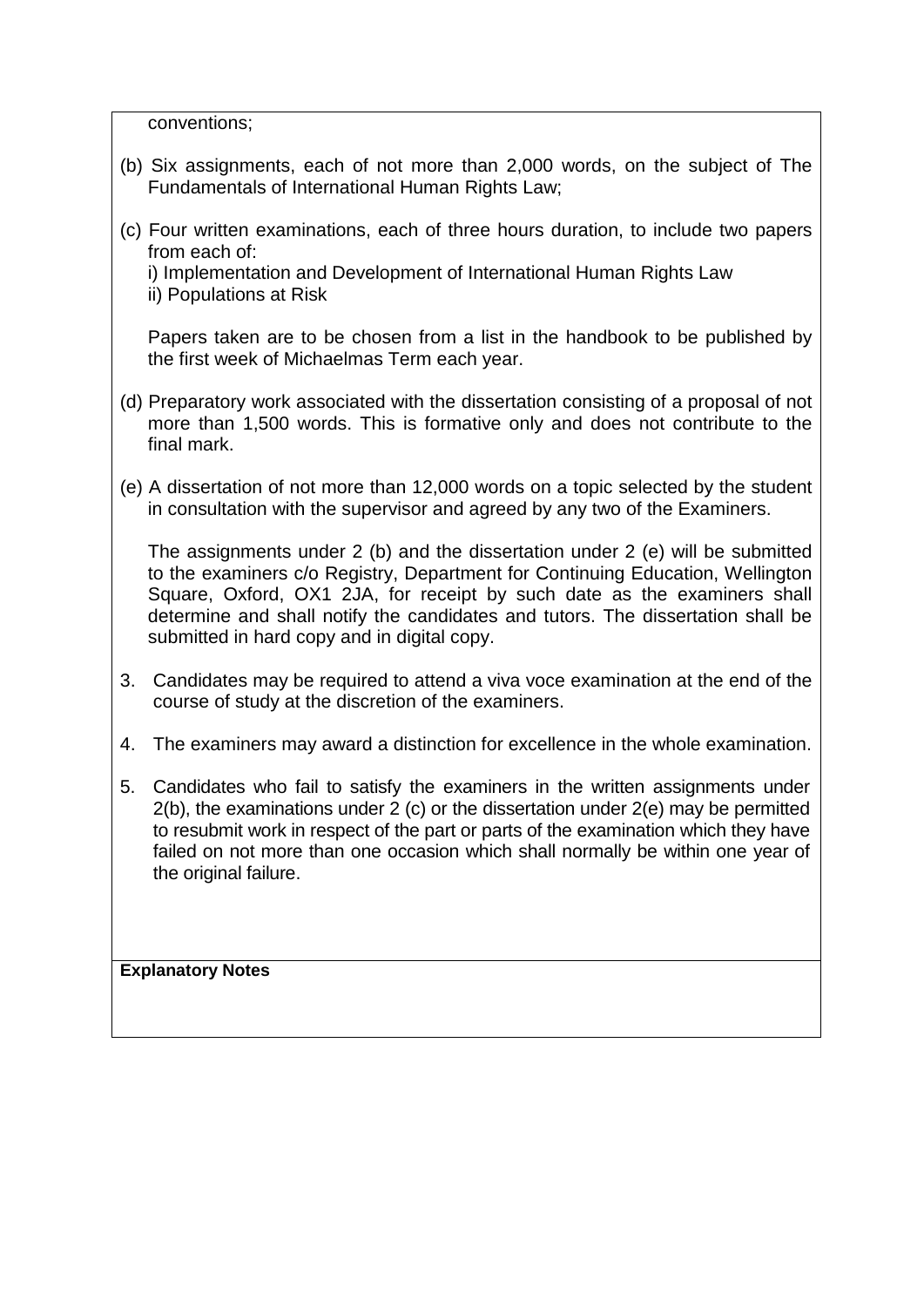conventions;

(b) Six assignments, each of not more than 2,000 words, on the subject of The Fundamentals of International Human Rights Law;

(c) Four written examinations, each of three hours duration, to include two papers from each of:
   i) Implementation and Development of International Human Rights Law
   ii) Populations at Risk

   Papers taken are to be chosen from a list in the handbook to be published by the first week of Michaelmas Term each year.

(d) Preparatory work associated with the dissertation consisting of a proposal of not more than 1,500 words. This is formative only and does not contribute to the final mark.

(e) A dissertation of not more than 12,000 words on a topic selected by the student in consultation with the supervisor and agreed by any two of the Examiners.

   The assignments under 2 (b) and the dissertation under 2 (e) will be submitted to the examiners c/o Registry, Department for Continuing Education, Wellington Square, Oxford, OX1 2JA, for receipt by such date as the examiners shall determine and shall notify the candidates and tutors. The dissertation shall be submitted in hard copy and in digital copy.

3. Candidates may be required to attend a viva voce examination at the end of the course of study at the discretion of the examiners.

4. The examiners may award a distinction for excellence in the whole examination.

5. Candidates who fail to satisfy the examiners in the written assignments under 2(b), the examinations under 2 (c) or the dissertation under 2(e) may be permitted to resubmit work in respect of the part or parts of the examination which they have failed on not more than one occasion which shall normally be within one year of the original failure.

**Explanatory Notes**